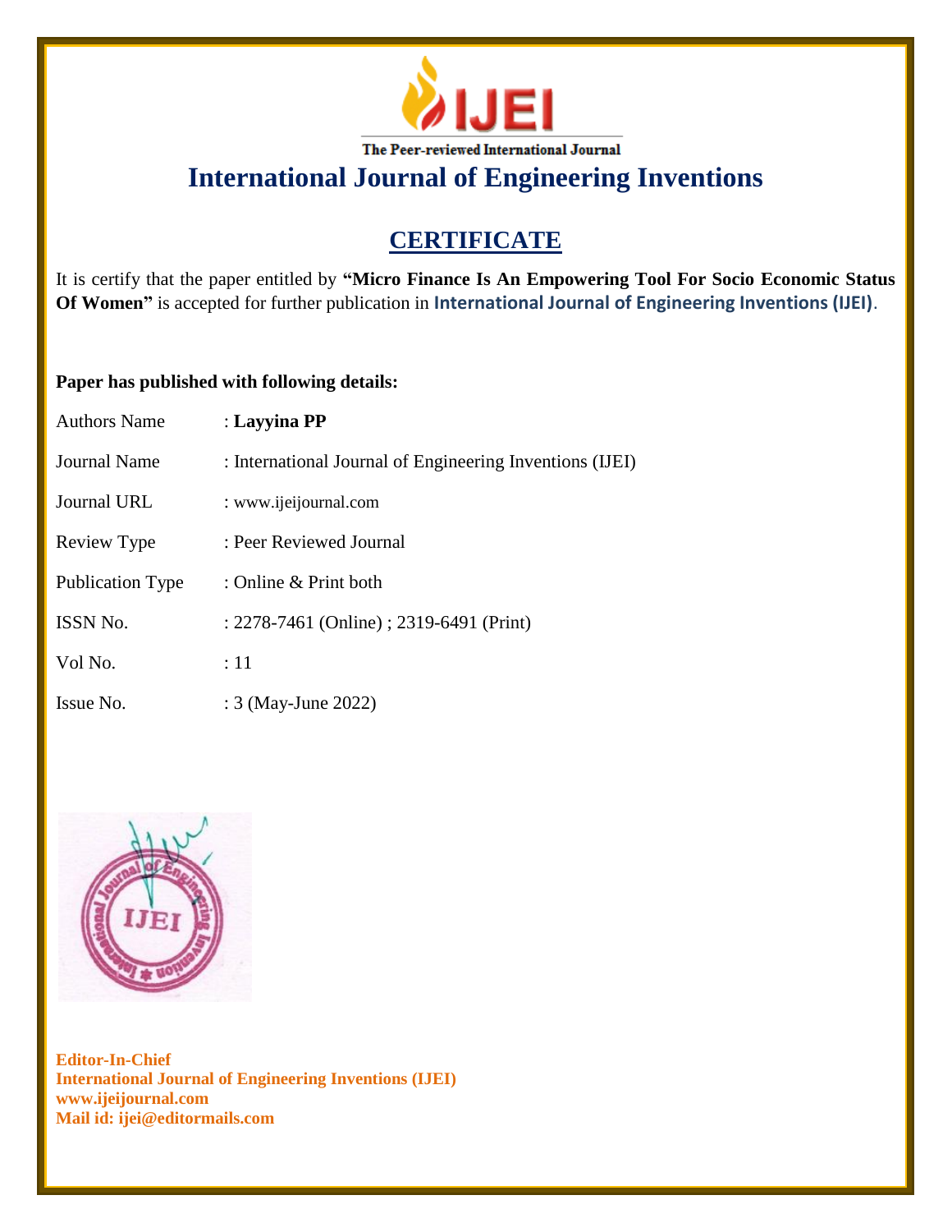IJEI

The Peer-reviewed International Journal

# International Journal of Engineering Inventions

## CERTIFICATE

It is certify that the paper entitled by **"Micro Finance Is An Empowering Tool For Socio Economic Status Of Women"** is accepted for further publication in **International Journal of Engineering Inventions (IJEI)**.

**Paper has published with following details:**

| | |
|---|---|
| Authors Name | : **Layyina PP** |
| Journal Name | : International Journal of Engineering Inventions (IJEI) |
| Journal URL | : www.ijeijournal.com |
| Review Type | : Peer Reviewed Journal |
| Publication Type | : Online & Print both |
| ISSN No. | : 2278-7461 (Online) ; 2319-6491 (Print) |
| Vol No. | : 11 |
| Issue No. | : 3 (May-June 2022) |

**Editor-In-Chief**
**International Journal of Engineering Inventions (IJEI)**
**www.ijeijournal.com**
**Mail id: ijei@editormails.com**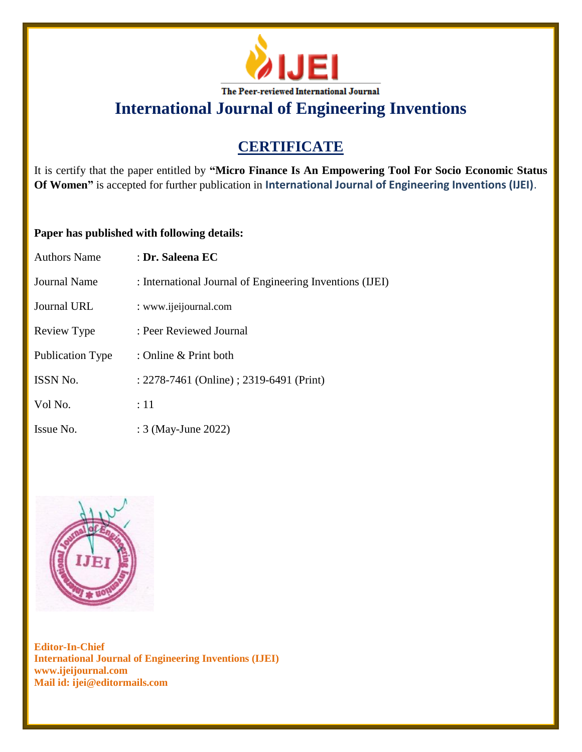IJEI

The Peer-reviewed International Journal

# International Journal of Engineering Inventions

## CERTIFICATE

It is certify that the paper entitled by **"Micro Finance Is An Empowering Tool For Socio Economic Status Of Women"** is accepted for further publication in **International Journal of Engineering Inventions (IJEI)**.

**Paper has published with following details:**

| | |
|---|---|
| Authors Name | : **Dr. Saleena EC** |
| Journal Name | : International Journal of Engineering Inventions (IJEI) |
| Journal URL | : www.ijeijournal.com |
| Review Type | : Peer Reviewed Journal |
| Publication Type | : Online & Print both |
| ISSN No. | : 2278-7461 (Online) ; 2319-6491 (Print) |
| Vol No. | : 11 |
| Issue No. | : 3 (May-June 2022) |

**Editor-In-Chief**
**International Journal of Engineering Inventions (IJEI)**
**www.ijeijournal.com**
**Mail id: ijei@editormails.com**